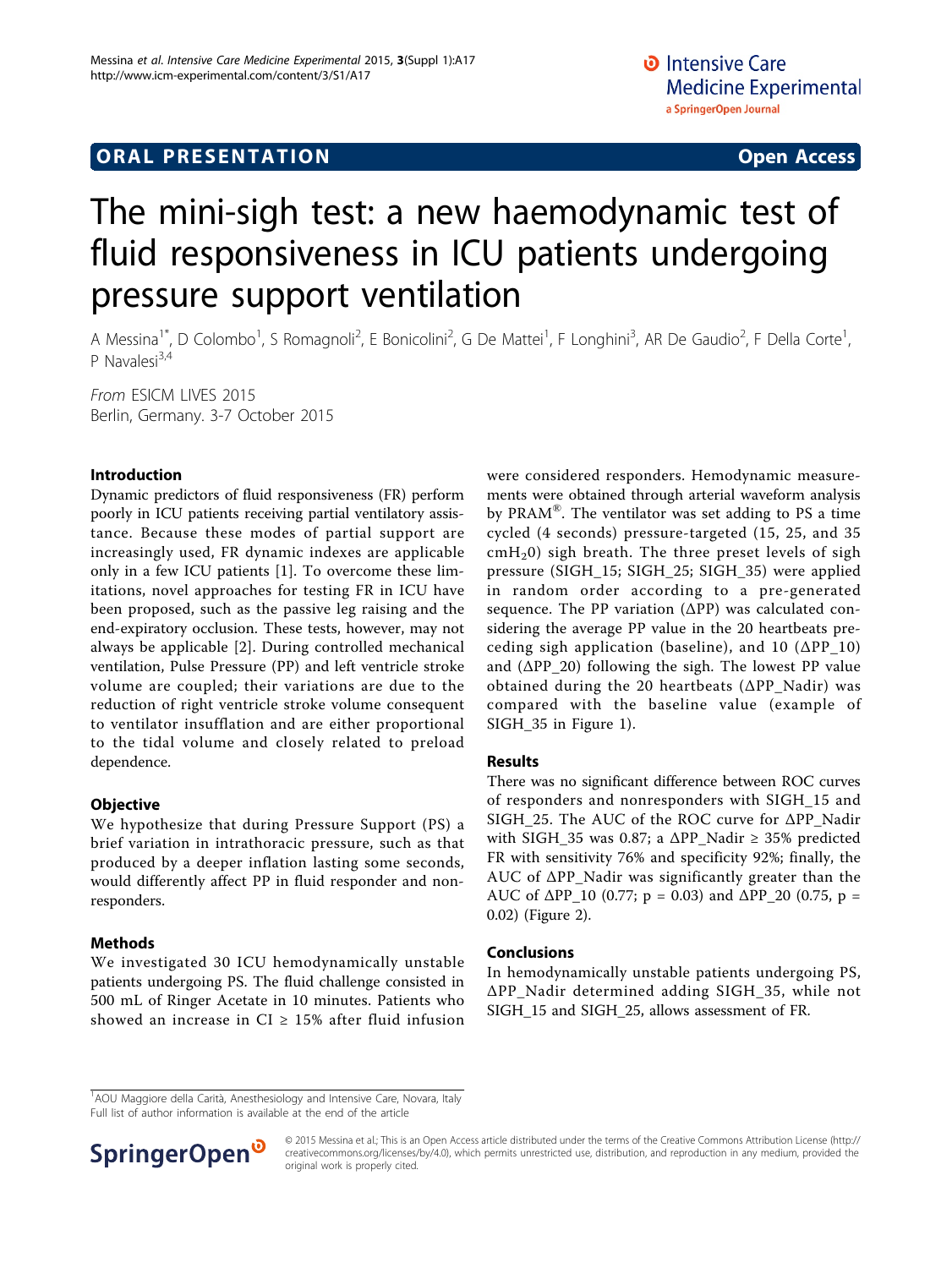ORAL PRESENTATION **Open Access**

# The mini-sigh test: a new haemodynamic test of fluid responsiveness in ICU patients undergoing pressure support ventilation

A Messina[1*], D Colombo[1], S Romagnoli[2], E Bonicolini[2], G De Mattei[1], F Longhini[3], AR De Gaudio[2], F Della Corte[1], P Navalesi[3,4]

*From* ESICM LIVES 2015
Berlin, Germany. 3-7 October 2015

## Introduction

Dynamic predictors of fluid responsiveness (FR) perform poorly in ICU patients receiving partial ventilatory assistance. Because these modes of partial support are increasingly used, FR dynamic indexes are applicable only in a few ICU patients [1]. To overcome these limitations, novel approaches for testing FR in ICU have been proposed, such as the passive leg raising and the end-expiratory occlusion. These tests, however, may not always be applicable [2]. During controlled mechanical ventilation, Pulse Pressure (PP) and left ventricle stroke volume are coupled; their variations are due to the reduction of right ventricle stroke volume consequent to ventilator insufflation and are either proportional to the tidal volume and closely related to preload dependence.

## Objective

We hypothesize that during Pressure Support (PS) a brief variation in intrathoracic pressure, such as that produced by a deeper inflation lasting some seconds, would differently affect PP in fluid responder and non-responders.

## Methods

We investigated 30 ICU hemodynamically unstable patients undergoing PS. The fluid challenge consisted in 500 mL of Ringer Acetate in 10 minutes. Patients who showed an increase in CI ≥ 15% after fluid infusion were considered responders. Hemodynamic measurements were obtained through arterial waveform analysis by PRAM®. The ventilator was set adding to PS a time cycled (4 seconds) pressure-targeted (15, 25, and 35 $cmH_2O$) sigh breath. The three preset levels of sigh pressure (SIGH_15; SIGH_25; SIGH_35) were applied in random order according to a pre-generated sequence. The PP variation (ΔPP) was calculated considering the average PP value in the 20 heartbeats preceding sigh application (baseline), and 10 (ΔPP_10) and (ΔPP_20) following the sigh. The lowest PP value obtained during the 20 heartbeats (ΔPP_Nadir) was compared with the baseline value (example of SIGH_35 in Figure 1).

## Results

There was no significant difference between ROC curves of responders and nonresponders with SIGH_15 and SIGH_25. The AUC of the ROC curve for ΔPP_Nadir with SIGH_35 was 0.87; a ΔPP_Nadir ≥ 35% predicted FR with sensitivity 76% and specificity 92%; finally, the AUC of ΔPP_Nadir was significantly greater than the AUC of ΔPP_10 (0.77; $p = 0.03$) and ΔPP_20 (0.75, $p = 0.02$) (Figure 2).

## Conclusions

In hemodynamically unstable patients undergoing PS, ΔPP_Nadir determined adding SIGH_35, while not SIGH_15 and SIGH_25, allows assessment of FR.

[1]AOU Maggiore della Carità, Anesthesiology and Intensive Care, Novara, Italy
Full list of author information is available at the end of the article

© 2015 Messina et al.; This is an Open Access article distributed under the terms of the Creative Commons Attribution License (http://creativecommons.org/licenses/by/4.0), which permits unrestricted use, distribution, and reproduction in any medium, provided the original work is properly cited.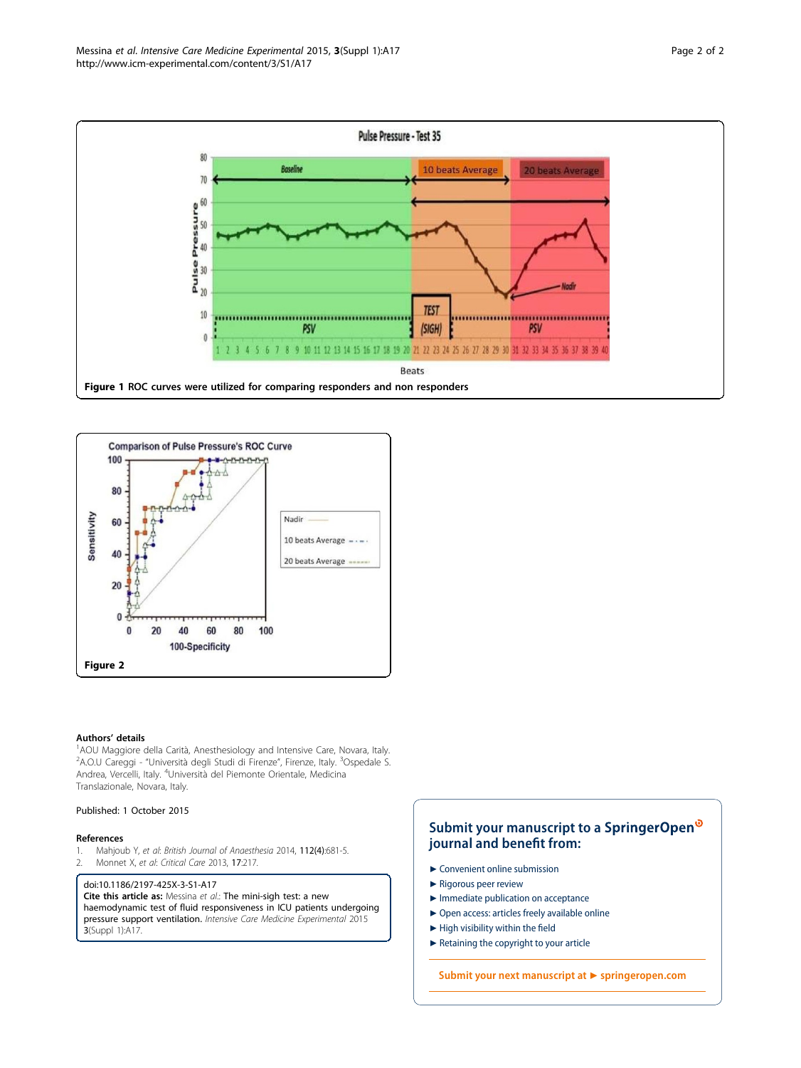Pulse Pressure - Test 35

Baseline

10 beats Average

20 beats Average

Pulse Pressure

80
70
60
50
40
30
20
10
0

Nadir

TEST (SIGH)

PSV

PSV

1 2 3 4 5 6 7 8 9 10 11 12 13 14 15 16 17 18 19 20 21 22 23 24 25 26 27 28 29 30 31 32 33 34 35 36 37 38 39 40

Beats

**Figure 1** ROC curves were utilized for comparing responders and non responders

Comparison of Pulse Pressure's ROC Curve

Sensitivity

100
80
60
40
20
0

0 20 40 60 80 100

100-Specificity

Nadir

10 beats Average

20 beats Average

**Figure 2**

### Authors' details

[1]AOU Maggiore della Carità, Anesthesiology and Intensive Care, Novara, Italy. [2]A.O.U Careggi - "Università degli Studi di Firenze", Firenze, Italy. [3]Ospedale S. Andrea, Vercelli, Italy. [4]Università del Piemonte Orientale, Medicina Translazionale, Novara, Italy.

Published: 1 October 2015

### References

1. Mahjoub Y, *et al*: *British Journal of Anaesthesia* 2014, **112(4)**:681-5.
2. Monnet X, *et al*: *Critical Care* 2013, **17**:217.

doi:10.1186/2197-425X-3-S1-A17

**Cite this article as:** Messina *et al.*: The mini-sigh test: a new haemodynamic test of fluid responsiveness in ICU patients undergoing pressure support ventilation. *Intensive Care Medicine Experimental* 2015 3(Suppl 1):A17.

**Submit your manuscript to a SpringerOpen journal and benefit from:**

- ► Convenient online submission
- ► Rigorous peer review
- ► Immediate publication on acceptance
- ► Open access: articles freely available online
- ► High visibility within the field
- ► Retaining the copyright to your article

**Submit your next manuscript at ► springeropen.com**